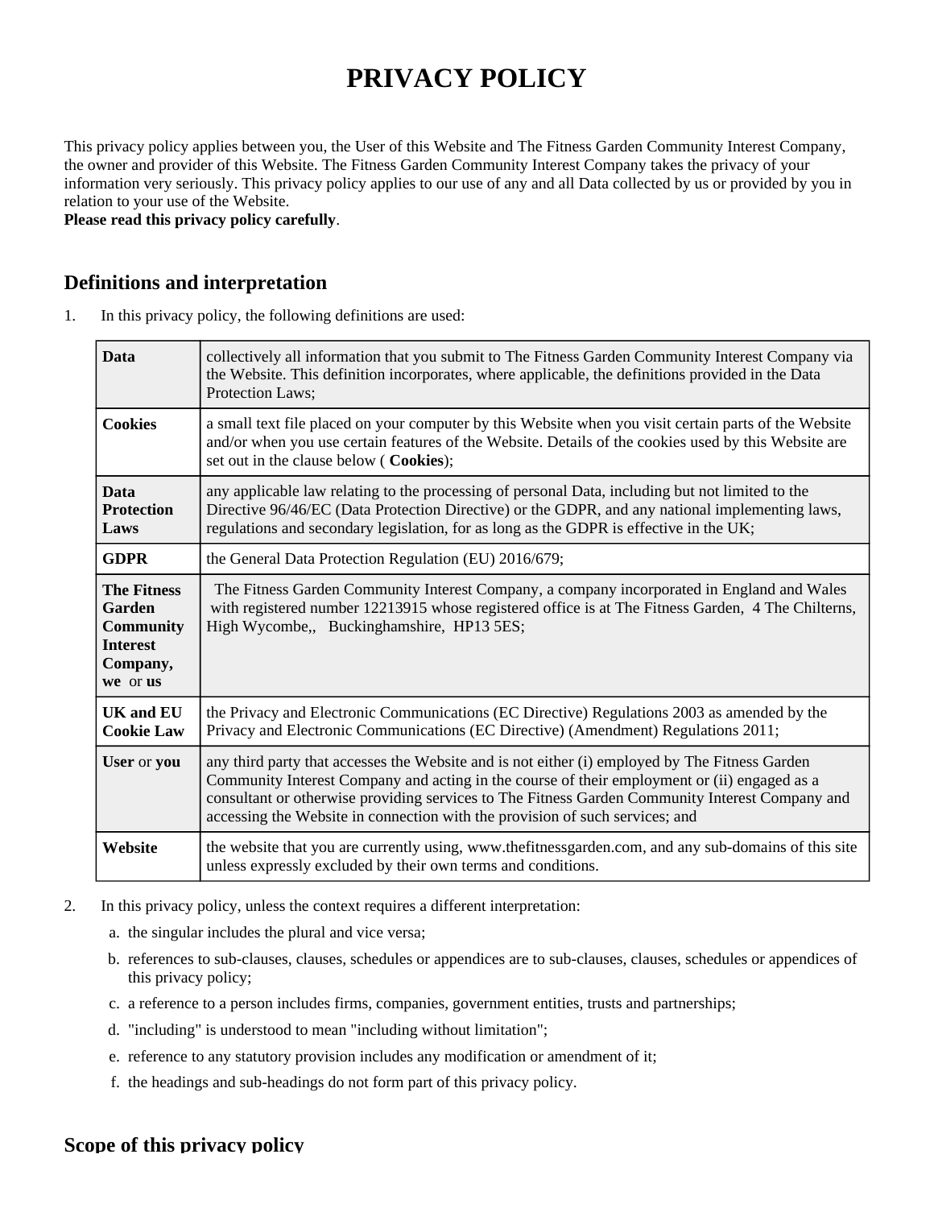# PRIVACY POLICY

This privacy policy applies between you, the User of this Website and The Fitness Garden Community Interest Company, the owner and provider of this Website. The Fitness Garden Community Interest Company takes the privacy of your information very seriously. This privacy policy applies to our use of any and all Data collected by us or provided by you in relation to your use of the Website.

**Please read this privacy policy carefully**.

## Definitions and interpretation

1. In this privacy policy, the following definitions are used:

| | |
|---|---|
| **Data** | collectively all information that you submit to The Fitness Garden Community Interest Company via the Website. This definition incorporates, where applicable, the definitions provided in the Data Protection Laws; |
| **Cookies** | a small text file placed on your computer by this Website when you visit certain parts of the Website and/or when you use certain features of the Website. Details of the cookies used by this Website are set out in the clause below ( **Cookies**); |
| **Data Protection Laws** | any applicable law relating to the processing of personal Data, including but not limited to the Directive 96/46/EC (Data Protection Directive) or the GDPR, and any national implementing laws, regulations and secondary legislation, for as long as the GDPR is effective in the UK; |
| **GDPR** | the General Data Protection Regulation (EU) 2016/679; |
| **The Fitness Garden Community Interest Company, we** or **us** | The Fitness Garden Community Interest Company, a company incorporated in England and Wales with registered number 12213915 whose registered office is at The Fitness Garden, 4 The Chilterns, High Wycombe,, Buckinghamshire, HP13 5ES; |
| **UK and EU Cookie Law** | the Privacy and Electronic Communications (EC Directive) Regulations 2003 as amended by the Privacy and Electronic Communications (EC Directive) (Amendment) Regulations 2011; |
| **User** or **you** | any third party that accesses the Website and is not either (i) employed by The Fitness Garden Community Interest Company and acting in the course of their employment or (ii) engaged as a consultant or otherwise providing services to The Fitness Garden Community Interest Company and accessing the Website in connection with the provision of such services; and |
| **Website** | the website that you are currently using, www.thefitnessgarden.com, and any sub-domains of this site unless expressly excluded by their own terms and conditions. |

2. In this privacy policy, unless the context requires a different interpretation:
   a. the singular includes the plural and vice versa;
   b. references to sub-clauses, clauses, schedules or appendices are to sub-clauses, clauses, schedules or appendices of this privacy policy;
   c. a reference to a person includes firms, companies, government entities, trusts and partnerships;
   d. "including" is understood to mean "including without limitation";
   e. reference to any statutory provision includes any modification or amendment of it;
   f. the headings and sub-headings do not form part of this privacy policy.

## Scope of this privacy policy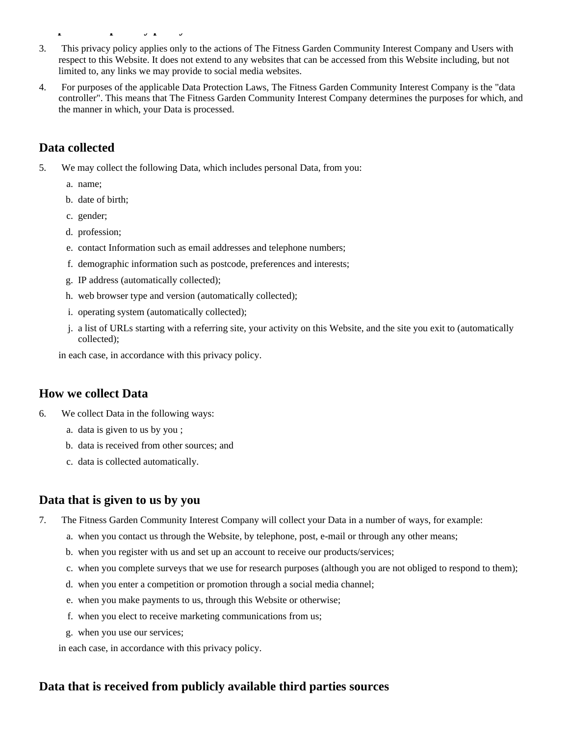3. This privacy policy applies only to the actions of The Fitness Garden Community Interest Company and Users with respect to this Website. It does not extend to any websites that can be accessed from this Website including, but not limited to, any links we may provide to social media websites.
4. For purposes of the applicable Data Protection Laws, The Fitness Garden Community Interest Company is the "data controller". This means that The Fitness Garden Community Interest Company determines the purposes for which, and the manner in which, your Data is processed.

## Data collected

5. We may collect the following Data, which includes personal Data, from you:
   a. name;
   b. date of birth;
   c. gender;
   d. profession;
   e. contact Information such as email addresses and telephone numbers;
   f. demographic information such as postcode, preferences and interests;
   g. IP address (automatically collected);
   h. web browser type and version (automatically collected);
   i. operating system (automatically collected);
   j. a list of URLs starting with a referring site, your activity on this Website, and the site you exit to (automatically collected);

   in each case, in accordance with this privacy policy.

## How we collect Data

6. We collect Data in the following ways:
   a. data is given to us by you ;
   b. data is received from other sources; and
   c. data is collected automatically.

## Data that is given to us by you

7. The Fitness Garden Community Interest Company will collect your Data in a number of ways, for example:
   a. when you contact us through the Website, by telephone, post, e-mail or through any other means;
   b. when you register with us and set up an account to receive our products/services;
   c. when you complete surveys that we use for research purposes (although you are not obliged to respond to them);
   d. when you enter a competition or promotion through a social media channel;
   e. when you make payments to us, through this Website or otherwise;
   f. when you elect to receive marketing communications from us;
   g. when you use our services;

   in each case, in accordance with this privacy policy.

## Data that is received from publicly available third parties sources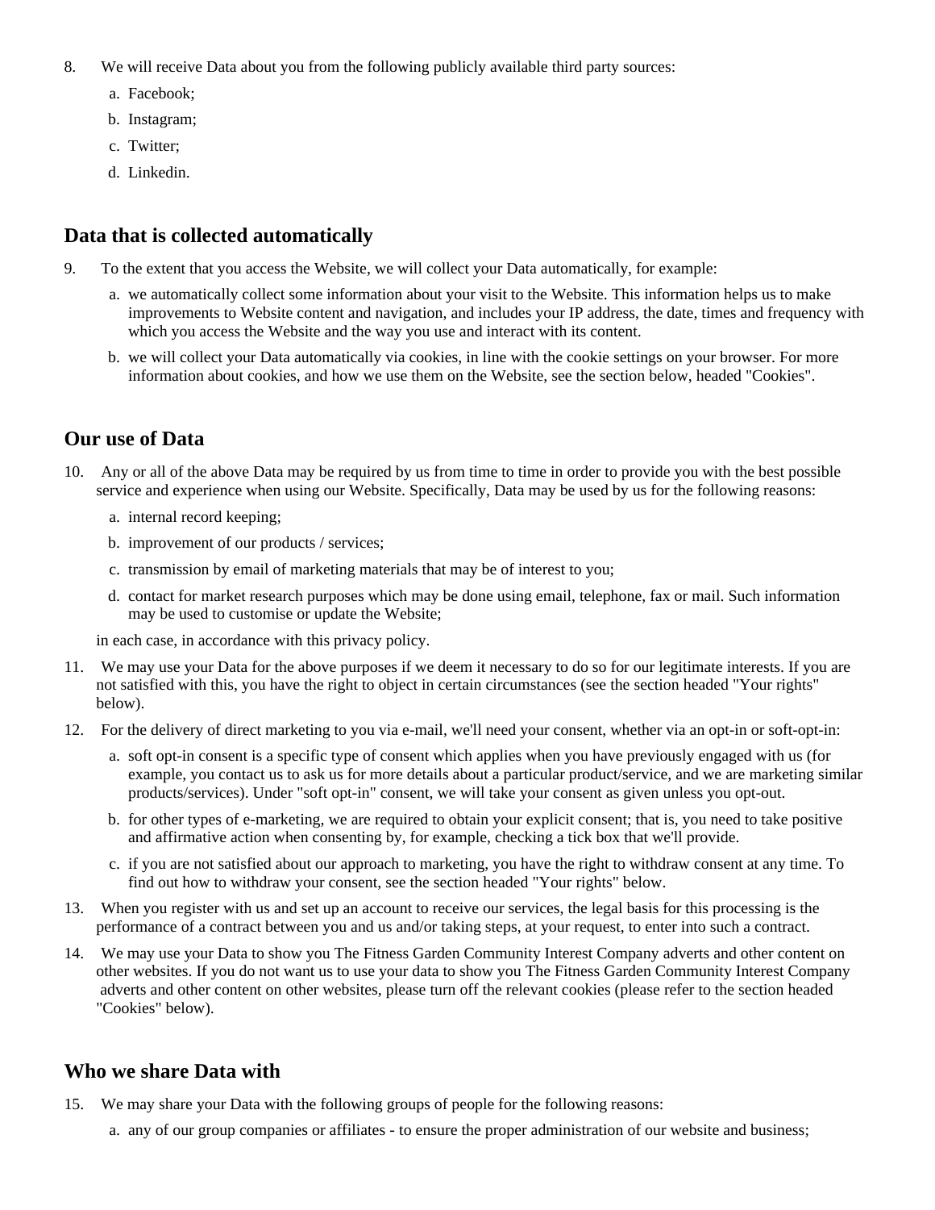8. We will receive Data about you from the following publicly available third party sources:
    a. Facebook;
    b. Instagram;
    c. Twitter;
    d. Linkedin.

## Data that is collected automatically

9. To the extent that you access the Website, we will collect your Data automatically, for example:
    a. we automatically collect some information about your visit to the Website. This information helps us to make improvements to Website content and navigation, and includes your IP address, the date, times and frequency with which you access the Website and the way you use and interact with its content.
    b. we will collect your Data automatically via cookies, in line with the cookie settings on your browser. For more information about cookies, and how we use them on the Website, see the section below, headed "Cookies".

## Our use of Data

10. Any or all of the above Data may be required by us from time to time in order to provide you with the best possible service and experience when using our Website. Specifically, Data may be used by us for the following reasons:
    a. internal record keeping;
    b. improvement of our products / services;
    c. transmission by email of marketing materials that may be of interest to you;
    d. contact for market research purposes which may be done using email, telephone, fax or mail. Such information may be used to customise or update the Website;

    in each case, in accordance with this privacy policy.
11. We may use your Data for the above purposes if we deem it necessary to do so for our legitimate interests. If you are not satisfied with this, you have the right to object in certain circumstances (see the section headed "Your rights" below).
12. For the delivery of direct marketing to you via e-mail, we'll need your consent, whether via an opt-in or soft-opt-in:
    a. soft opt-in consent is a specific type of consent which applies when you have previously engaged with us (for example, you contact us to ask us for more details about a particular product/service, and we are marketing similar products/services). Under "soft opt-in" consent, we will take your consent as given unless you opt-out.
    b. for other types of e-marketing, we are required to obtain your explicit consent; that is, you need to take positive and affirmative action when consenting by, for example, checking a tick box that we'll provide.
    c. if you are not satisfied about our approach to marketing, you have the right to withdraw consent at any time. To find out how to withdraw your consent, see the section headed "Your rights" below.
13. When you register with us and set up an account to receive our services, the legal basis for this processing is the performance of a contract between you and us and/or taking steps, at your request, to enter into such a contract.
14. We may use your Data to show you The Fitness Garden Community Interest Company adverts and other content on other websites. If you do not want us to use your data to show you The Fitness Garden Community Interest Company adverts and other content on other websites, please turn off the relevant cookies (please refer to the section headed "Cookies" below).

## Who we share Data with

15. We may share your Data with the following groups of people for the following reasons:
    a. any of our group companies or affiliates - to ensure the proper administration of our website and business;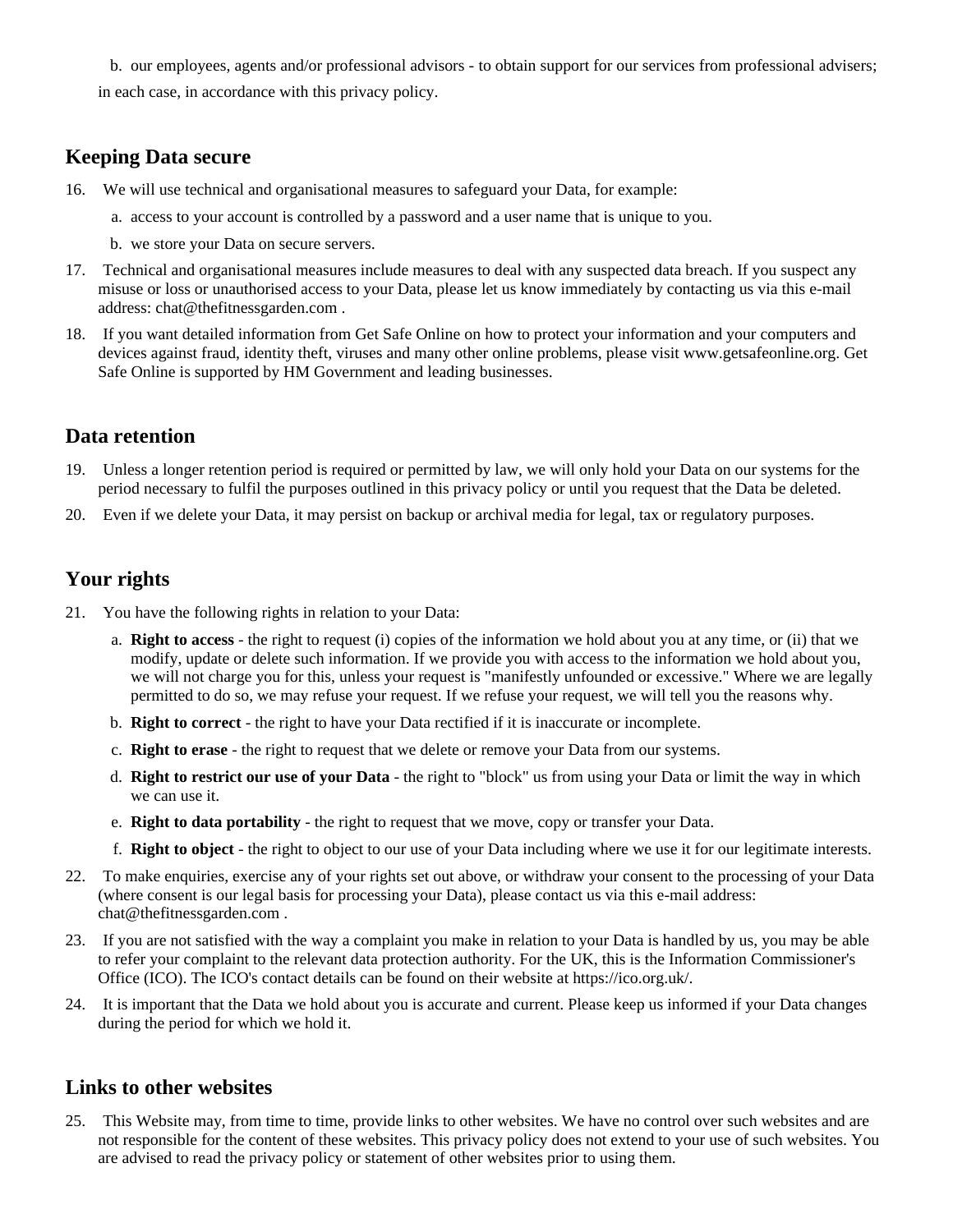b. our employees, agents and/or professional advisors - to obtain support for our services from professional advisers;

in each case, in accordance with this privacy policy.

## Keeping Data secure

16. We will use technical and organisational measures to safeguard your Data, for example:
    a. access to your account is controlled by a password and a user name that is unique to you.
    b. we store your Data on secure servers.
17. Technical and organisational measures include measures to deal with any suspected data breach. If you suspect any misuse or loss or unauthorised access to your Data, please let us know immediately by contacting us via this e-mail address: chat@thefitnessgarden.com .
18. If you want detailed information from Get Safe Online on how to protect your information and your computers and devices against fraud, identity theft, viruses and many other online problems, please visit www.getsafeonline.org. Get Safe Online is supported by HM Government and leading businesses.

## Data retention

19. Unless a longer retention period is required or permitted by law, we will only hold your Data on our systems for the period necessary to fulfil the purposes outlined in this privacy policy or until you request that the Data be deleted.
20. Even if we delete your Data, it may persist on backup or archival media for legal, tax or regulatory purposes.

## Your rights

21. You have the following rights in relation to your Data:
    a. **Right to access** - the right to request (i) copies of the information we hold about you at any time, or (ii) that we modify, update or delete such information. If we provide you with access to the information we hold about you, we will not charge you for this, unless your request is "manifestly unfounded or excessive." Where we are legally permitted to do so, we may refuse your request. If we refuse your request, we will tell you the reasons why.
    b. **Right to correct** - the right to have your Data rectified if it is inaccurate or incomplete.
    c. **Right to erase** - the right to request that we delete or remove your Data from our systems.
    d. **Right to restrict our use of your Data** - the right to "block" us from using your Data or limit the way in which we can use it.
    e. **Right to data portability** - the right to request that we move, copy or transfer your Data.
    f. **Right to object** - the right to object to our use of your Data including where we use it for our legitimate interests.
22. To make enquiries, exercise any of your rights set out above, or withdraw your consent to the processing of your Data (where consent is our legal basis for processing your Data), please contact us via this e-mail address: chat@thefitnessgarden.com .
23. If you are not satisfied with the way a complaint you make in relation to your Data is handled by us, you may be able to refer your complaint to the relevant data protection authority. For the UK, this is the Information Commissioner's Office (ICO). The ICO's contact details can be found on their website at https://ico.org.uk/.
24. It is important that the Data we hold about you is accurate and current. Please keep us informed if your Data changes during the period for which we hold it.

## Links to other websites

25. This Website may, from time to time, provide links to other websites. We have no control over such websites and are not responsible for the content of these websites. This privacy policy does not extend to your use of such websites. You are advised to read the privacy policy or statement of other websites prior to using them.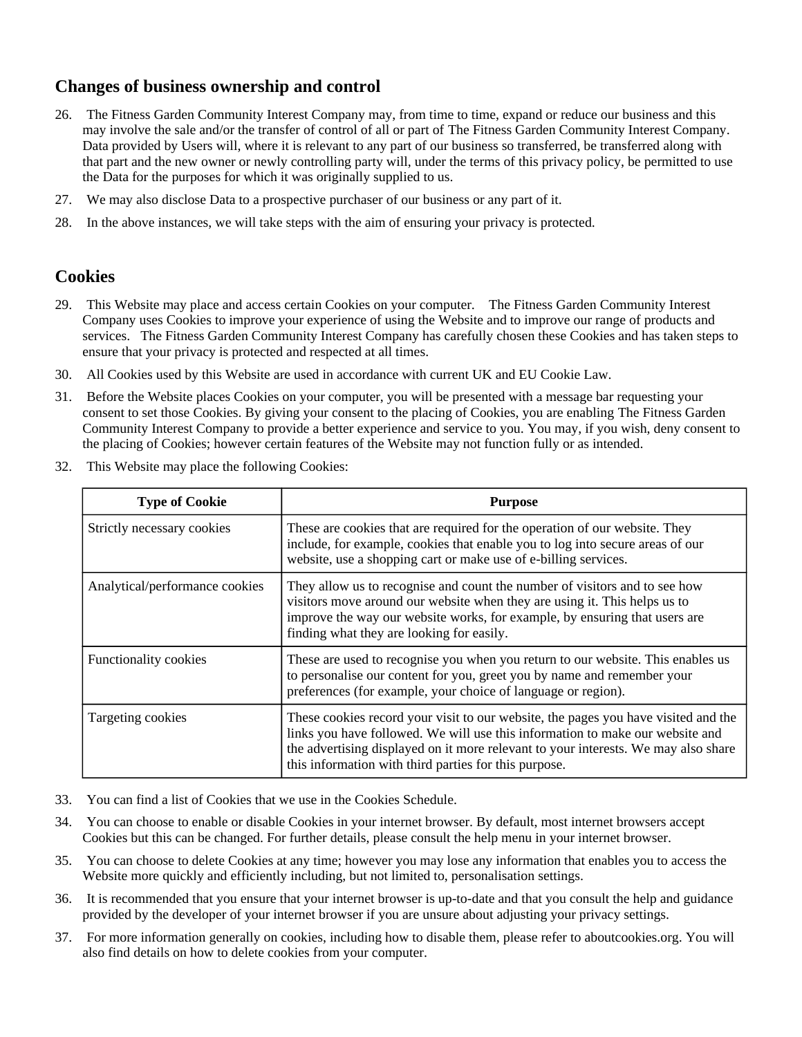## Changes of business ownership and control

26. The Fitness Garden Community Interest Company may, from time to time, expand or reduce our business and this may involve the sale and/or the transfer of control of all or part of The Fitness Garden Community Interest Company. Data provided by Users will, where it is relevant to any part of our business so transferred, be transferred along with that part and the new owner or newly controlling party will, under the terms of this privacy policy, be permitted to use the Data for the purposes for which it was originally supplied to us.
27. We may also disclose Data to a prospective purchaser of our business or any part of it.
28. In the above instances, we will take steps with the aim of ensuring your privacy is protected.

## Cookies

29. This Website may place and access certain Cookies on your computer. The Fitness Garden Community Interest Company uses Cookies to improve your experience of using the Website and to improve our range of products and services. The Fitness Garden Community Interest Company has carefully chosen these Cookies and has taken steps to ensure that your privacy is protected and respected at all times.
30. All Cookies used by this Website are used in accordance with current UK and EU Cookie Law.
31. Before the Website places Cookies on your computer, you will be presented with a message bar requesting your consent to set those Cookies. By giving your consent to the placing of Cookies, you are enabling The Fitness Garden Community Interest Company to provide a better experience and service to you. You may, if you wish, deny consent to the placing of Cookies; however certain features of the Website may not function fully or as intended.
32. This Website may place the following Cookies:

| Type of Cookie | Purpose |
|---|---|
| Strictly necessary cookies | These are cookies that are required for the operation of our website. They include, for example, cookies that enable you to log into secure areas of our website, use a shopping cart or make use of e-billing services. |
| Analytical/performance cookies | They allow us to recognise and count the number of visitors and to see how visitors move around our website when they are using it. This helps us to improve the way our website works, for example, by ensuring that users are finding what they are looking for easily. |
| Functionality cookies | These are used to recognise you when you return to our website. This enables us to personalise our content for you, greet you by name and remember your preferences (for example, your choice of language or region). |
| Targeting cookies | These cookies record your visit to our website, the pages you have visited and the links you have followed. We will use this information to make our website and the advertising displayed on it more relevant to your interests. We may also share this information with third parties for this purpose. |

33. You can find a list of Cookies that we use in the Cookies Schedule.
34. You can choose to enable or disable Cookies in your internet browser. By default, most internet browsers accept Cookies but this can be changed. For further details, please consult the help menu in your internet browser.
35. You can choose to delete Cookies at any time; however you may lose any information that enables you to access the Website more quickly and efficiently including, but not limited to, personalisation settings.
36. It is recommended that you ensure that your internet browser is up-to-date and that you consult the help and guidance provided by the developer of your internet browser if you are unsure about adjusting your privacy settings.
37. For more information generally on cookies, including how to disable them, please refer to aboutcookies.org. You will also find details on how to delete cookies from your computer.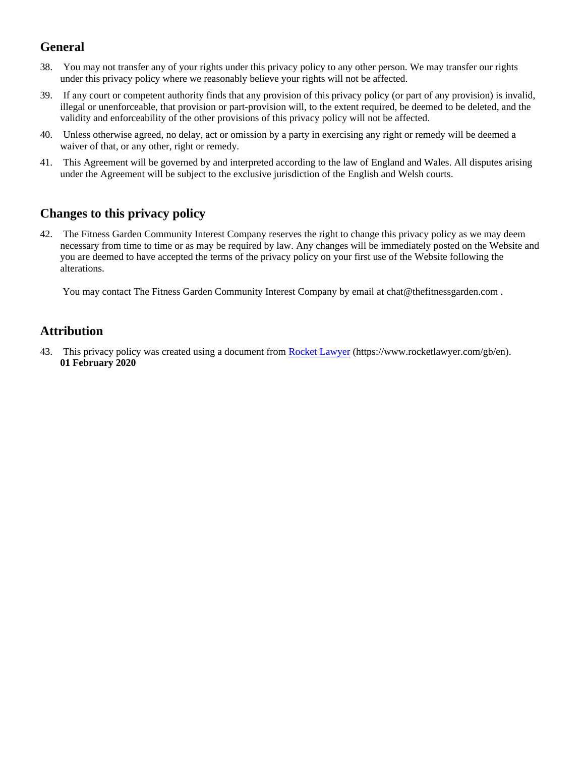## General

38. You may not transfer any of your rights under this privacy policy to any other person. We may transfer our rights under this privacy policy where we reasonably believe your rights will not be affected.
39. If any court or competent authority finds that any provision of this privacy policy (or part of any provision) is invalid, illegal or unenforceable, that provision or part-provision will, to the extent required, be deemed to be deleted, and the validity and enforceability of the other provisions of this privacy policy will not be affected.
40. Unless otherwise agreed, no delay, act or omission by a party in exercising any right or remedy will be deemed a waiver of that, or any other, right or remedy.
41. This Agreement will be governed by and interpreted according to the law of England and Wales. All disputes arising under the Agreement will be subject to the exclusive jurisdiction of the English and Welsh courts.

## Changes to this privacy policy

42. The Fitness Garden Community Interest Company reserves the right to change this privacy policy as we may deem necessary from time to time or as may be required by law. Any changes will be immediately posted on the Website and you are deemed to have accepted the terms of the privacy policy on your first use of the Website following the alterations.

    You may contact The Fitness Garden Community Interest Company by email at chat@thefitnessgarden.com .

## Attribution

43. This privacy policy was created using a document from [Rocket Lawyer](https://www.rocketlawyer.com/gb/en) (https://www.rocketlawyer.com/gb/en).
    **01 February 2020**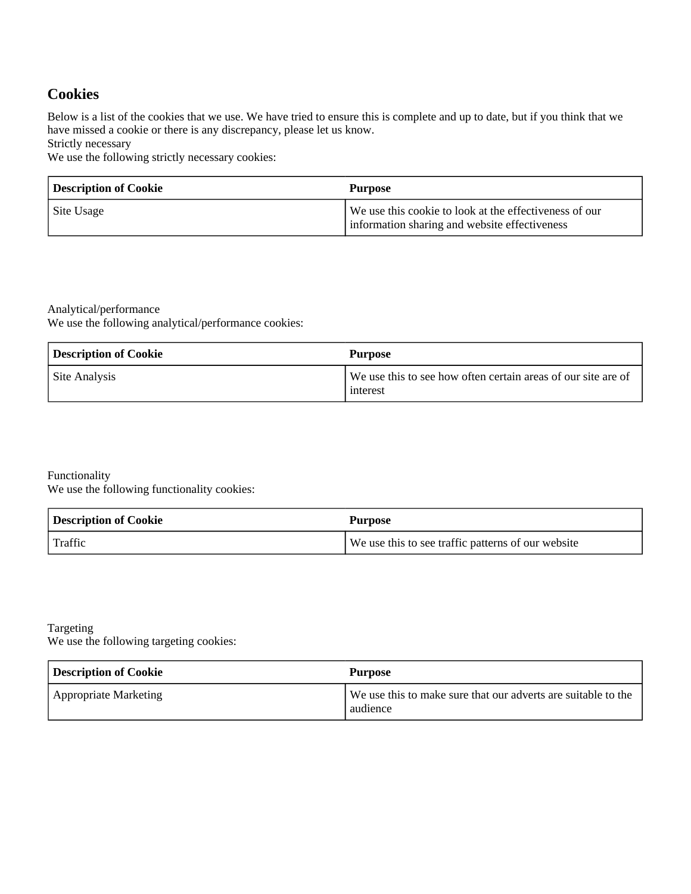## Cookies

Below is a list of the cookies that we use. We have tried to ensure this is complete and up to date, but if you think that we have missed a cookie or there is any discrepancy, please let us know.

Strictly necessary

We use the following strictly necessary cookies:

| **Description of Cookie** | **Purpose** |
|---|---|
| Site Usage | We use this cookie to look at the effectiveness of our information sharing and website effectiveness |

Analytical/performance

We use the following analytical/performance cookies:

| **Description of Cookie** | **Purpose** |
|---|---|
| Site Analysis | We use this to see how often certain areas of our site are of interest |

Functionality

We use the following functionality cookies:

| **Description of Cookie** | **Purpose** |
|---|---|
| Traffic | We use this to see traffic patterns of our website |

Targeting

We use the following targeting cookies:

| **Description of Cookie** | **Purpose** |
|---|---|
| Appropriate Marketing | We use this to make sure that our adverts are suitable to the audience |